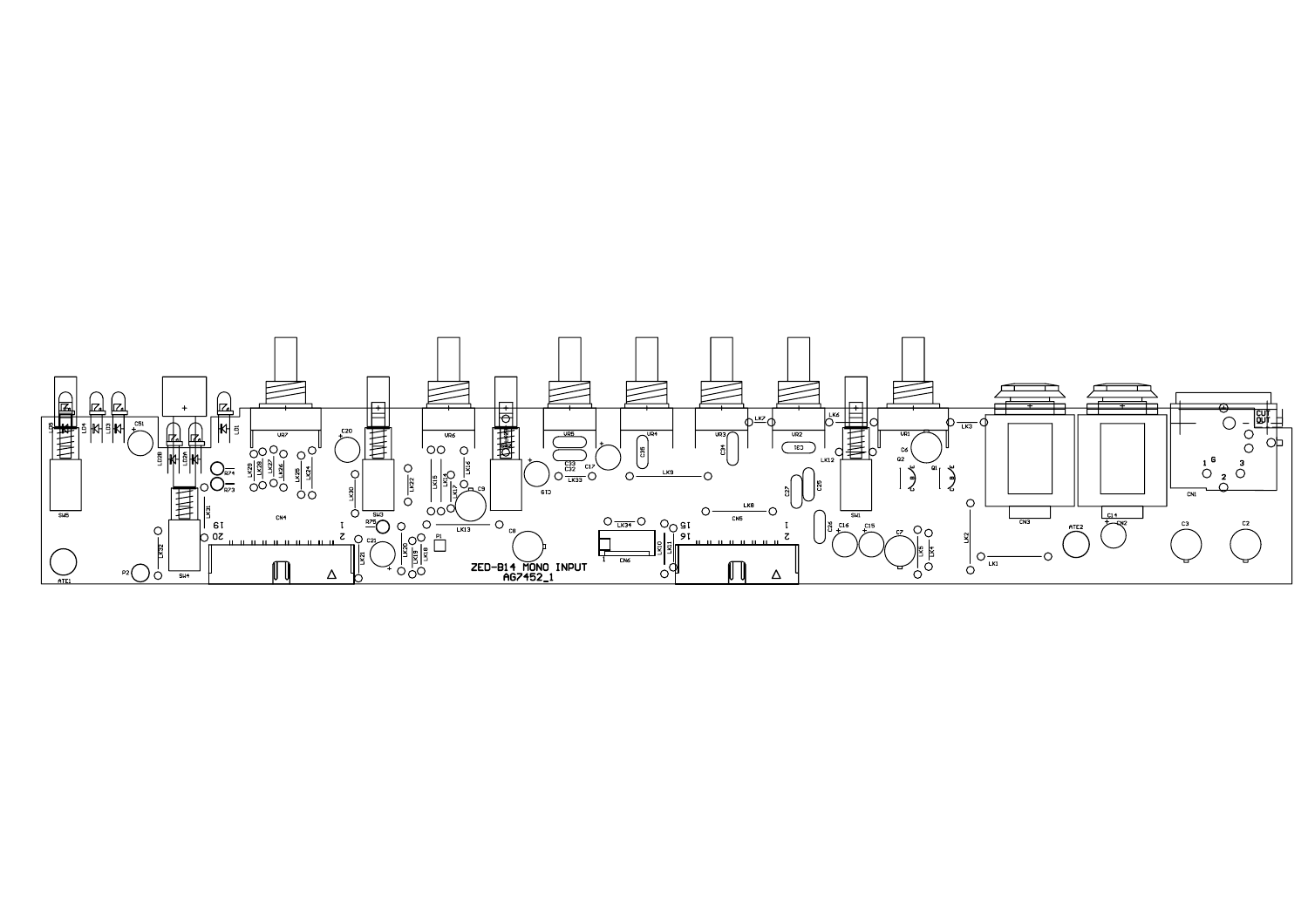ZED-B14 MONO INPUT
AG7452_1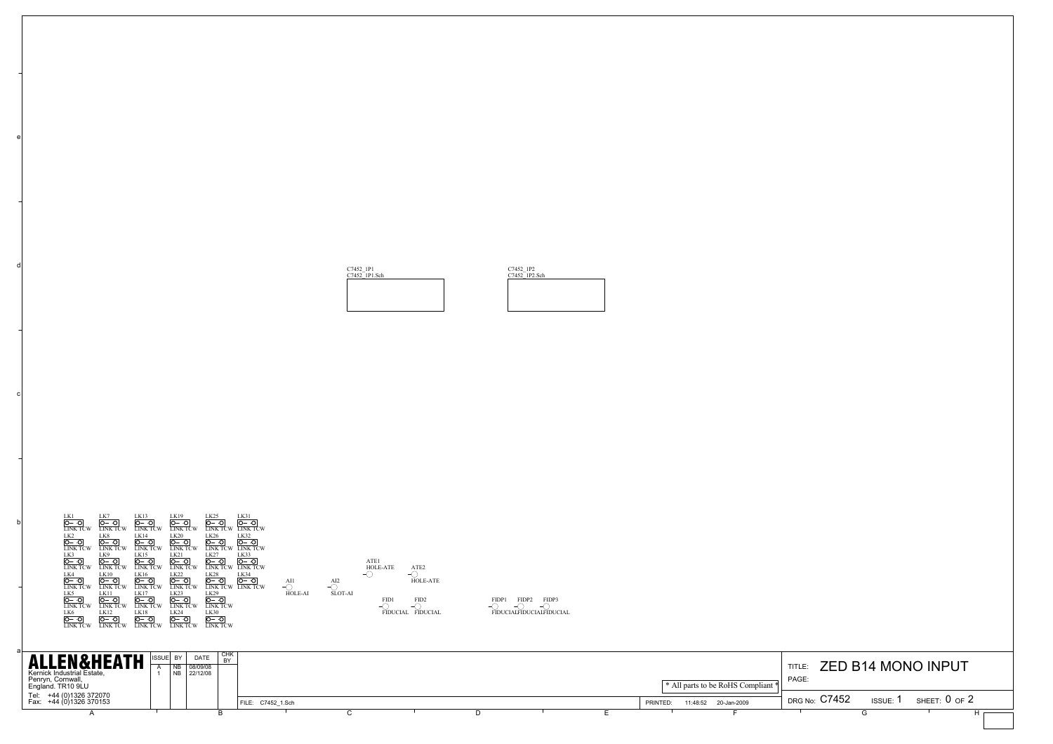C7452_1P1
C7452_1P1.Sch

C7452_1P2
C7452_1P2.Sch

LK1 LINK TCW
LK2 LINK TCW
LK3 LINK TCW
LK4 LINK TCW
LK5 LINK TCW
LK6 LINK TCW
LK7 LINK TCW
LK8 LINK TCW
LK9 LINK TCW
LK10 LINK TCW
LK11 LINK TCW
LK12 LINK TCW
LK13 LINK TCW
LK14 LINK TCW
LK15 LINK TCW
LK16 LINK TCW
LK17 LINK TCW
LK18 LINK TCW
LK19 LINK TCW
LK20 LINK TCW
LK21 LINK TCW
LK22 LINK TCW
LK23 LINK TCW
LK24 LINK TCW
LK25 LINK TCW
LK26 LINK TCW
LK27 LINK TCW
LK28 LINK TCW
LK29 LINK TCW
LK30 LINK TCW
LK31 LINK TCW
LK32 LINK TCW
LK33 LINK TCW
LK34 LINK TCW

AI1 HOLE-AI
AI2 SLOT-AI
ATE1 HOLE-ATE
ATE2 HOLE-ATE
FID1 FIDUCIAL
FID2 FIDUCIAL
FIDP1 FIDUCIAL
FIDP2 FIDUCIAL
FIDP3 FIDUCIAL

**ALLEN&HEATH**
Kernick Industrial Estate,
Penryn, Cornwall,
England. TR10 9LU
Tel: +44 (0)1326 372070
Fax: +44 (0)1326 370153

| ISSUE | BY | DATE | CHK BY |
|---|---|---|---|
| A | NB | 08/09/08 | |
| 1 | NB | 22/12/08 | |

* All parts to be RoHS Compliant *

FILE: C7452_1.Sch

PRINTED: 11:48:52 20-Jan-2009

TITLE: ZED B14 MONO INPUT

PAGE:

DRG No: C7452 ISSUE: 1 SHEET: 0 OF 2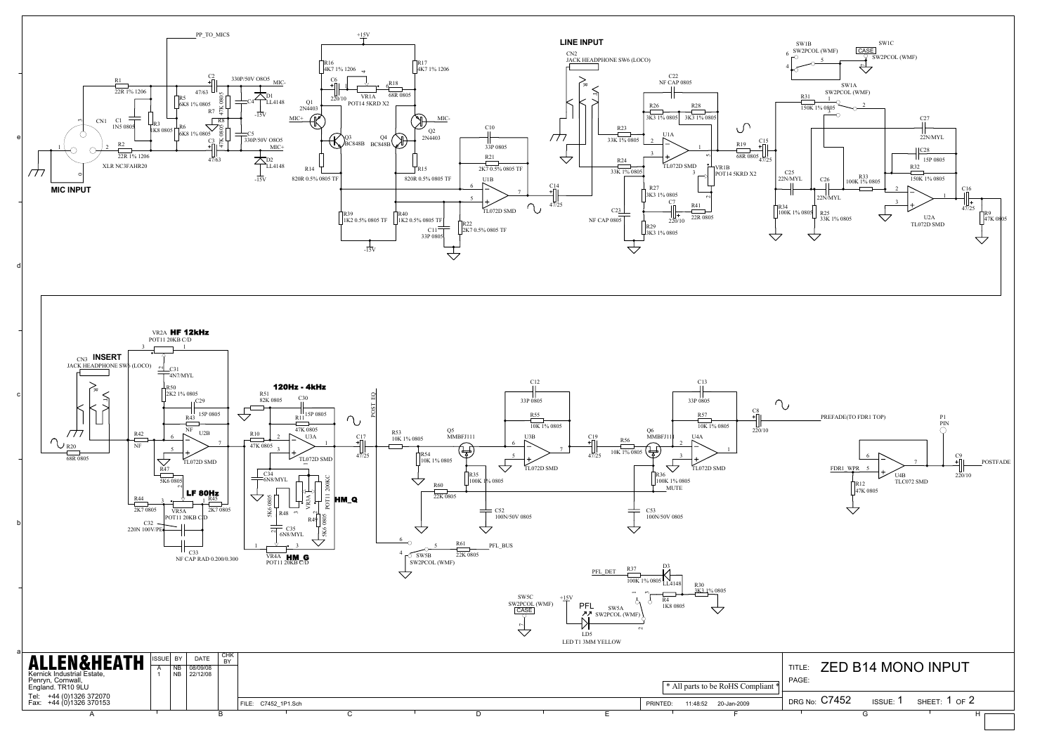# ZED B14 MONO INPUT

## MIC INPUT

CN1 — XLR NC3FAHR20

- R1 22R 1% 1206
- R2 22R 1% 1206
- C1 1N5 0805
- R3 1K8 0805
- R5 6K8 1% 0805
- R6 6K8 1% 0805
- R7 47K 0805
- R8 47K 0805
- C2 47/63
- C3 47/63
- C4 330P/50V 0805
- C5 330P/50V 0805
- D1 LL4148
- D2 LL4148
- PP_TO_MICS
- MIC-, MIC+
- -15V

Preamp (+15V / -15V):

- R16 4K7 1% 1206
- R17 4K7 1% 1206
- C6 220/10
- VR1A POT14 5KRD X2
- R18 68R 0805
- Q1 2N4403
- Q2 2N4403
- Q3 BC848B
- Q4 BC848B
- R14 820R 0.5% 0805 TF
- R15 820R 0.5% 0805 TF
- R39 1K2 0.5% 0805 TF
- R40 1K2 0.5% 0805 TF
- C10 33P 0805
- R21 2K7 0.5% 0805 TF
- C11 33P 0805
- R22 2K7 0.5% 0805 TF
- U1B TL072D SMD
- C14 47/25

## LINE INPUT

CN2 — JACK HEADPHONE SW6 (LOCO)

- C22 NF CAP 0805
- R26 3K3 1% 0805
- R28 3K3 1% 0805
- R23 33K 1% 0805
- R24 33K 1% 0805
- U1A TL072D SMD
- R27 3K3 1% 0805
- C23 NF CAP 0805
- C7 220/10
- R41 22R 0805
- R29 3K3 1% 0805
- VR1B POT14 5KRD X2
- R19 68R 0805
- C15 47/25

Filter / switching:

- SW1B SW2PCOL (WMF)
- SW1C SW2PCOL (WMF) CASE
- SW1A SW2PCOL (WMF)
- R31 150K 1% 0805
- C27 22N/MYL
- C28 15P 0805
- R32 150K 1% 0805
- C25 22N/MYL
- C26 22N/MYL
- R33 100K 1% 0805
- R34 100K 1% 0805
- R25 33K 1% 0805
- U2A TL072D SMD
- C16 47/25
- R9 47K 0805

## INSERT

CN3 — JACK HEADPHONE SW6 (LOCO)

- R20 68R 0805
- R42 NF

### HF 12kHz

- VR2A POT11 20KB C/D
- C31 4N7/MYL
- R50 2K2 1% 0805
- C29 15P 0805
- R43 NF
- U2B TL072D SMD
- R47 5K6 0805

### LF 80Hz

- R44 2K7 0805
- VR5A POT11 20KB C/D
- R45 2K7 0805
- C32 220N 100V/PE
- C33 NF CAP RAD 0.200/0.300

### 120Hz - 4kHz

- R51 82K 0805
- C30 15P 0805
- R11 47K 0805
- R10 47K 0805
- U3A TL072D SMD
- C34 6N8/MYL
- R48 5K6 0805
- VR3A POT11 200KC
- R49 5K6 0805
- C35 6N8/MYL
- VR4A POT11 20KB C/D
- HM_Q
- HM_G

POST_EQ

- C17 47/25
- R53 10K 1% 0805
- R54 10K 1% 0805
- Q5 MMBFJ111
- R35 100K 1% 0805
- R60 22K 0805
- C52 100N/50V 0805
- C12 33P 0805
- R55 10K 1% 0805
- U3B TL072D SMD
- C19 47/25
- R56 10K 1% 0805
- Q6 MMBFJ111
- R36 100K 1% 0805
- MUTE
- C53 100N/50V 0805
- C13 33P 0805
- R57 10K 1% 0805
- U4A TL072D SMD
- C8 220/10
- PREFADE(TO FDR1 TOP)

- SW5B SW2PCOL (WMF)
- R61 22K 0805
- PFL_BUS

- P1 PIN
- FDR1_WPR
- R12 47K 0805
- U4B TLC072 SMD
- C9 220/10
- POSTFADE

PFL:

- PFL_DET
- R37 100K 1% 0805
- D3 LL4148
- R30 3K3 1% 0805
- R4 1K8 0805
- SW5A SW2PCOL (WMF)
- SW5C SW2PCOL (WMF) CASE
- +15V
- LD5 LED T1 3MM YELLOW

---

**ALLEN&HEATH**
Kernick Industrial Estate,
Penryn, Cornwall,
England. TR10 9LU
Tel: +44 (0)1326 372070
Fax: +44 (0)1326 370153

| ISSUE | BY | DATE | CHK BY |
|---|---|---|---|
| A | NB | 08/09/08 | |
| 1 | NB | 22/12/08 | |

\* All parts to be RoHS Compliant \*

FILE: C7452_1P1.Sch — PRINTED: 11:48:52 20-Jan-2009

TITLE: ZED B14 MONO INPUT
PAGE:
DRG No: C7452 ISSUE: 1 SHEET: 1 OF 2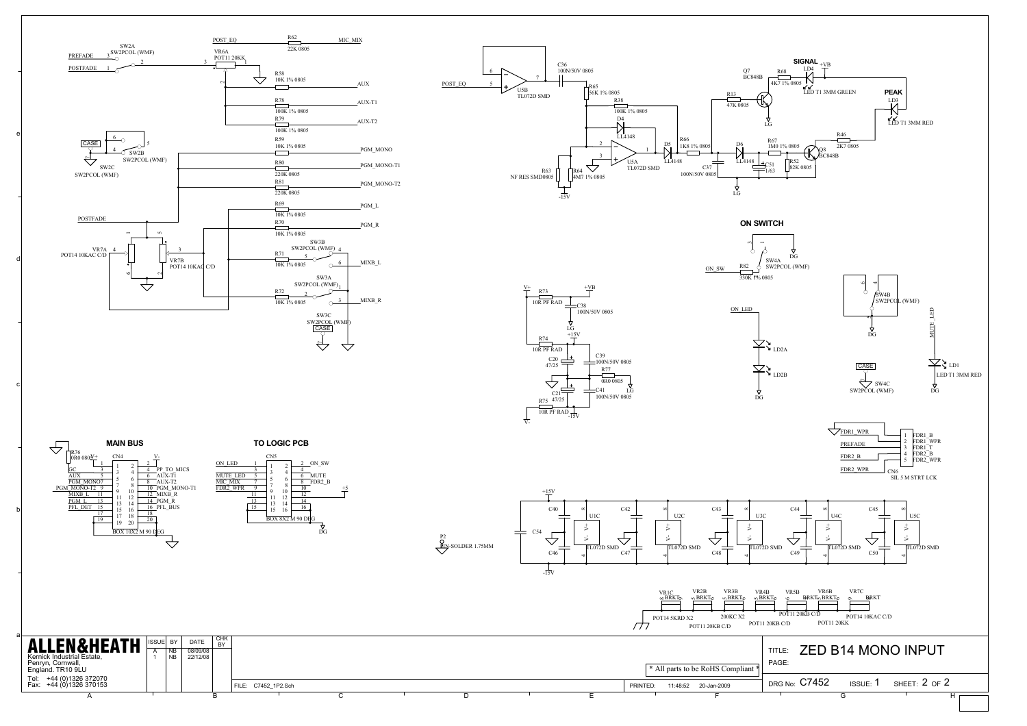SIGNAL

PEAK

ON SWITCH

MAIN BUS

TO LOGIC PCB

* All parts to be RoHS Compliant *

| ISSUE | BY | DATE | CHK BY |
|---|---|---|---|
| A | NB | 08/09/08 | |
| 1 | NB | 22/12/08 | |

ALLEN&HEATH
Kernick Industrial Estate,
Penryn, Cornwall,
England. TR10 9LU
Tel: +44 (0)1326 372070
Fax: +44 (0)1326 370153

FILE: C7452_1P2.Sch

PRINTED: 11:48:52 20-Jan-2009

TITLE: ZED B14 MONO INPUT

PAGE:

DRG No: C7452 ISSUE: 1 SHEET: 2 OF 2